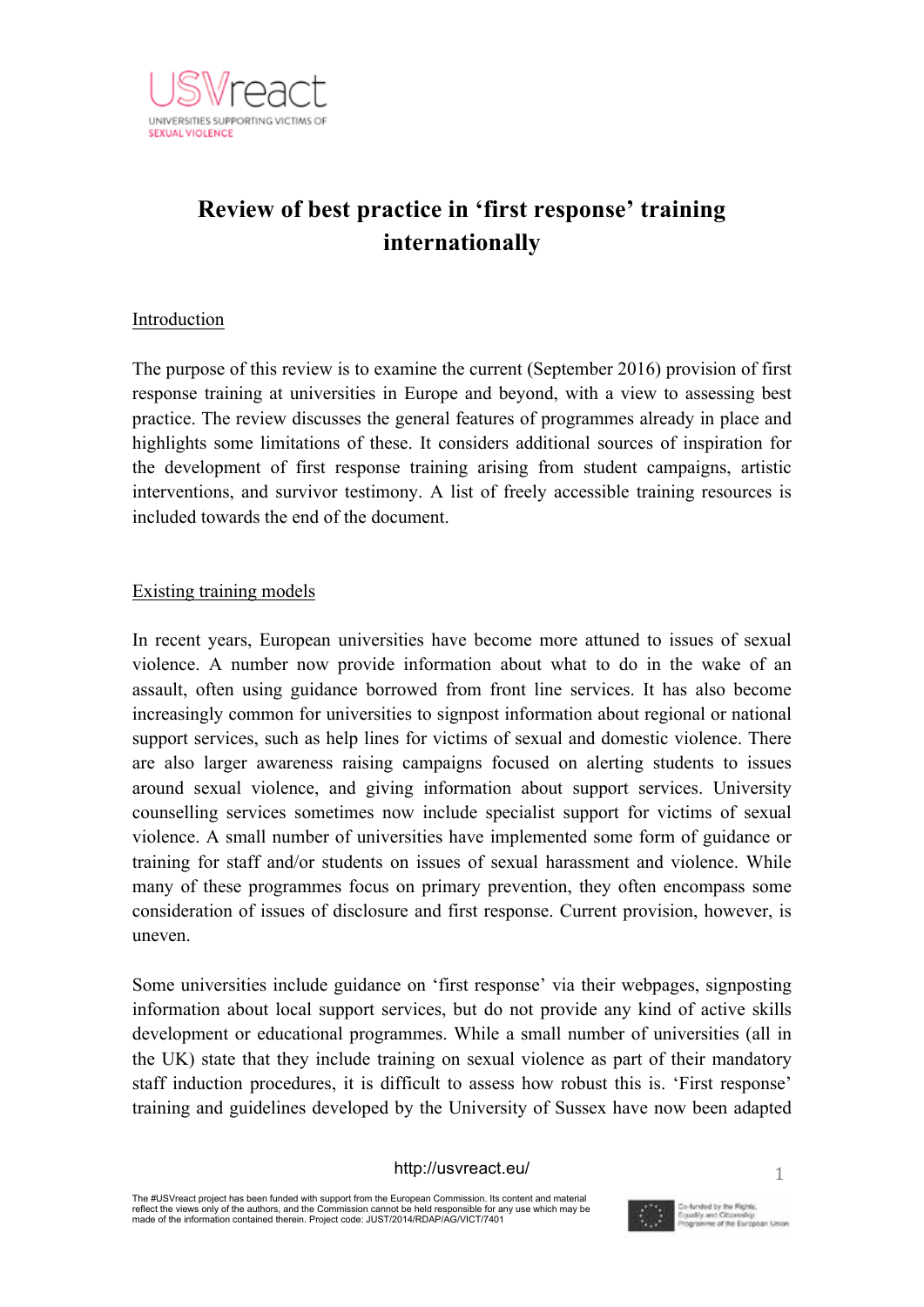# Review of best practice in 'first response' training internationally

## Introduction

The purpose of this review is to examine the current (September 2016) provision of first response training at universities in Europe and beyond, with a view to assessing best practice. The review discusses the general features of programmes already in place and highlights some limitations of these. It considers additional sources of inspiration for the development of first response training arising from student campaigns, artistic interventions, and survivor testimony. A list of freely accessible training resources is included towards the end of the document.

## Existing training models

In recent years, European universities have become more attuned to issues of sexual violence. A number now provide information about what to do in the wake of an assault, often using guidance borrowed from front line services. It has also become increasingly common for universities to signpost information about regional or national support services, such as help lines for victims of sexual and domestic violence. There are also larger awareness raising campaigns focused on alerting students to issues around sexual violence, and giving information about support services. University counselling services sometimes now include specialist support for victims of sexual violence. A small number of universities have implemented some form of guidance or training for staff and/or students on issues of sexual harassment and violence. While many of these programmes focus on primary prevention, they often encompass some consideration of issues of disclosure and first response. Current provision, however, is uneven.

Some universities include guidance on 'first response' via their webpages, signposting information about local support services, but do not provide any kind of active skills development or educational programmes. While a small number of universities (all in the UK) state that they include training on sexual violence as part of their mandatory staff induction procedures, it is difficult to assess how robust this is. 'First response' training and guidelines developed by the University of Sussex have now been adapted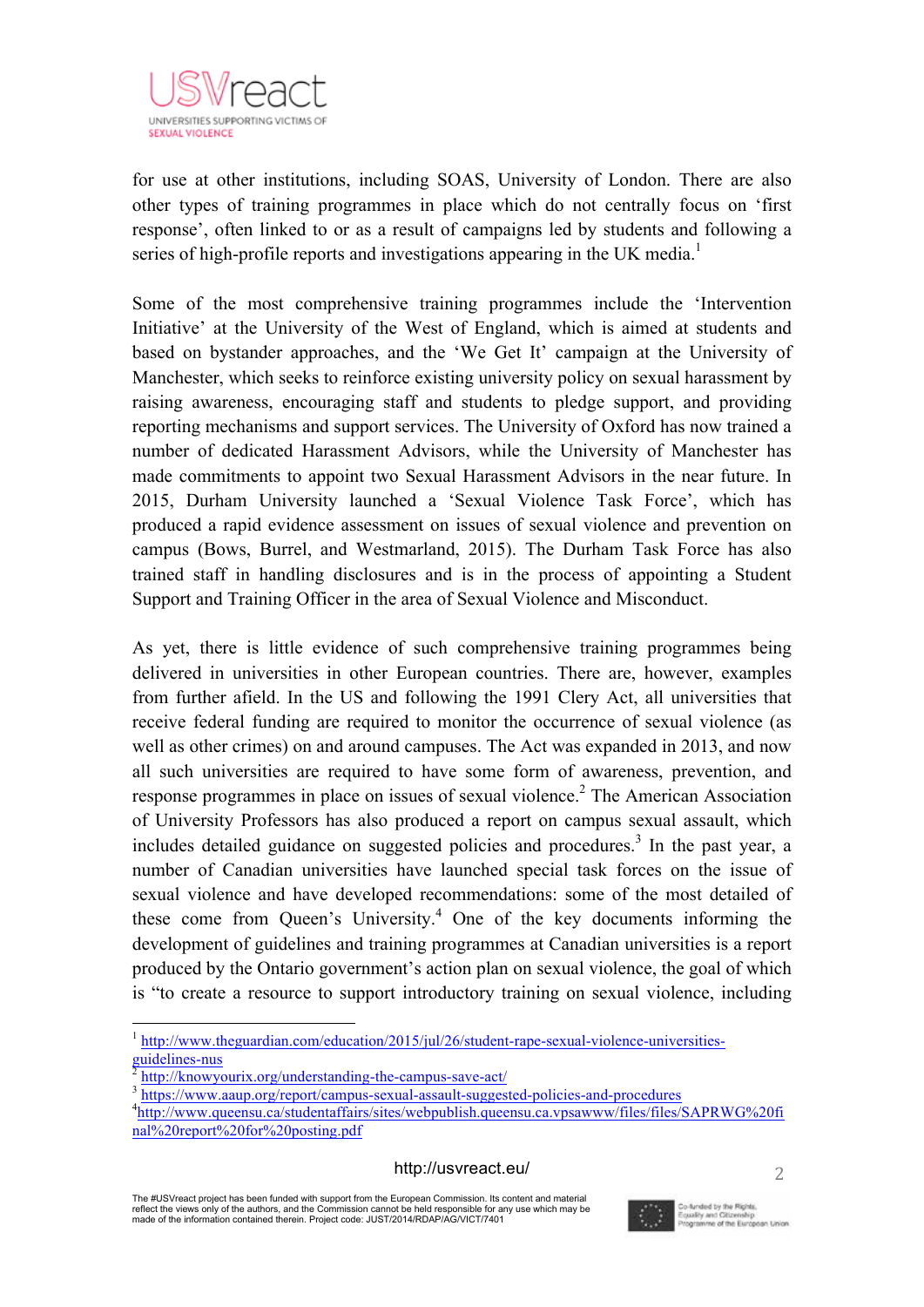for use at other institutions, including SOAS, University of London. There are also other types of training programmes in place which do not centrally focus on 'first response', often linked to or as a result of campaigns led by students and following a series of high-profile reports and investigations appearing in the UK media.[1]

Some of the most comprehensive training programmes include the 'Intervention Initiative' at the University of the West of England, which is aimed at students and based on bystander approaches, and the 'We Get It' campaign at the University of Manchester, which seeks to reinforce existing university policy on sexual harassment by raising awareness, encouraging staff and students to pledge support, and providing reporting mechanisms and support services. The University of Oxford has now trained a number of dedicated Harassment Advisors, while the University of Manchester has made commitments to appoint two Sexual Harassment Advisors in the near future. In 2015, Durham University launched a 'Sexual Violence Task Force', which has produced a rapid evidence assessment on issues of sexual violence and prevention on campus (Bows, Burrel, and Westmarland, 2015). The Durham Task Force has also trained staff in handling disclosures and is in the process of appointing a Student Support and Training Officer in the area of Sexual Violence and Misconduct.

As yet, there is little evidence of such comprehensive training programmes being delivered in universities in other European countries. There are, however, examples from further afield. In the US and following the 1991 Clery Act, all universities that receive federal funding are required to monitor the occurrence of sexual violence (as well as other crimes) on and around campuses. The Act was expanded in 2013, and now all such universities are required to have some form of awareness, prevention, and response programmes in place on issues of sexual violence.[2] The American Association of University Professors has also produced a report on campus sexual assault, which includes detailed guidance on suggested policies and procedures.[3] In the past year, a number of Canadian universities have launched special task forces on the issue of sexual violence and have developed recommendations: some of the most detailed of these come from Queen's University.[4] One of the key documents informing the development of guidelines and training programmes at Canadian universities is a report produced by the Ontario government's action plan on sexual violence, the goal of which is "to create a resource to support introductory training on sexual violence, including

---

[1] http://www.theguardian.com/education/2015/jul/26/student-rape-sexual-violence-universities-guidelines-nus

[2] http://knowyourix.org/understanding-the-campus-save-act/

[3] https://www.aaup.org/report/campus-sexual-assault-suggested-policies-and-procedures

[4] http://www.queensu.ca/studentaffairs/sites/webpublish.queensu.ca.vpsawww/files/files/SAPRWG%20final%20report%20for%20posting.pdf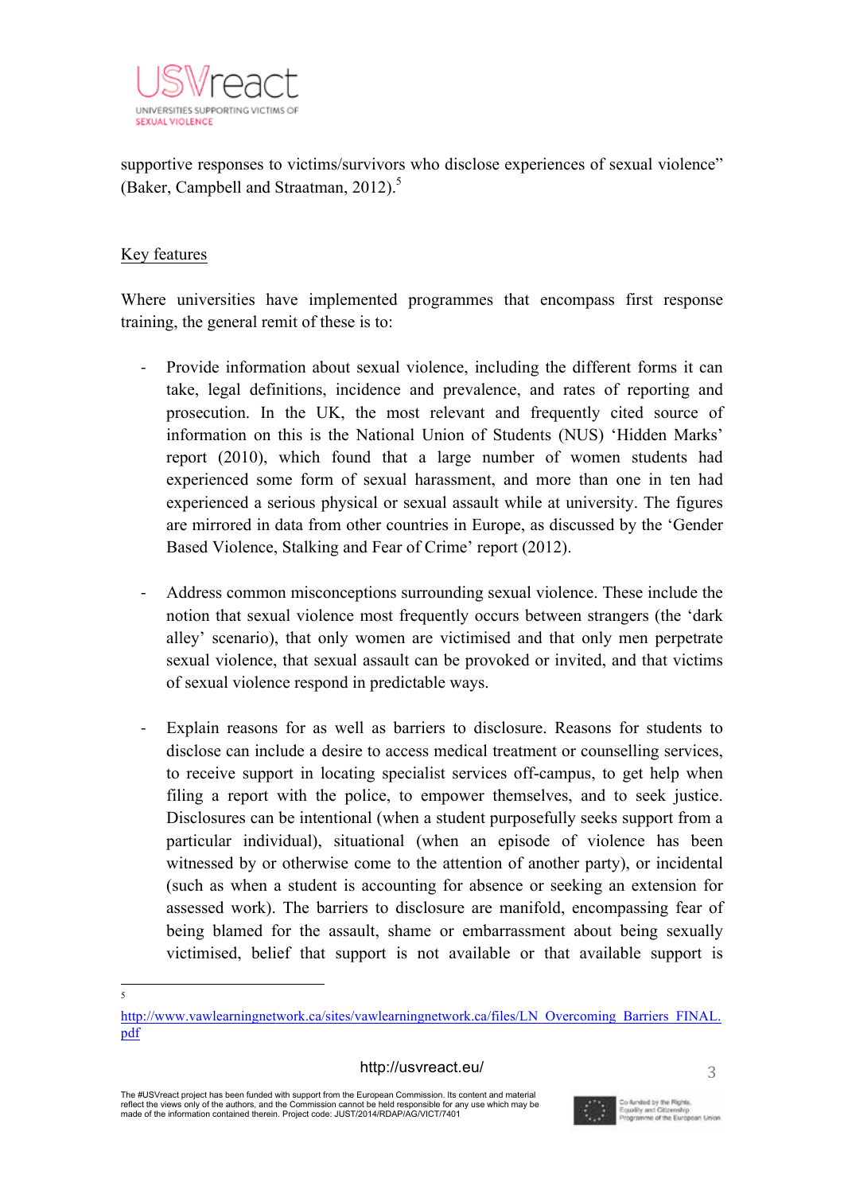supportive responses to victims/survivors who disclose experiences of sexual violence" (Baker, Campbell and Straatman, 2012).[5]

Key features

Where universities have implemented programmes that encompass first response training, the general remit of these is to:

- Provide information about sexual violence, including the different forms it can take, legal definitions, incidence and prevalence, and rates of reporting and prosecution. In the UK, the most relevant and frequently cited source of information on this is the National Union of Students (NUS) 'Hidden Marks' report (2010), which found that a large number of women students had experienced some form of sexual harassment, and more than one in ten had experienced a serious physical or sexual assault while at university. The figures are mirrored in data from other countries in Europe, as discussed by the 'Gender Based Violence, Stalking and Fear of Crime' report (2012).

- Address common misconceptions surrounding sexual violence. These include the notion that sexual violence most frequently occurs between strangers (the 'dark alley' scenario), that only women are victimised and that only men perpetrate sexual violence, that sexual assault can be provoked or invited, and that victims of sexual violence respond in predictable ways.

- Explain reasons for as well as barriers to disclosure. Reasons for students to disclose can include a desire to access medical treatment or counselling services, to receive support in locating specialist services off-campus, to get help when filing a report with the police, to empower themselves, and to seek justice. Disclosures can be intentional (when a student purposefully seeks support from a particular individual), situational (when an episode of violence has been witnessed by or otherwise come to the attention of another party), or incidental (such as when a student is accounting for absence or seeking an extension for assessed work). The barriers to disclosure are manifold, encompassing fear of being blamed for the assault, shame or embarrassment about being sexually victimised, belief that support is not available or that available support is

---

[5] http://www.vawlearningnetwork.ca/sites/vawlearningnetwork.ca/files/LN_Overcoming_Barriers_FINAL.pdf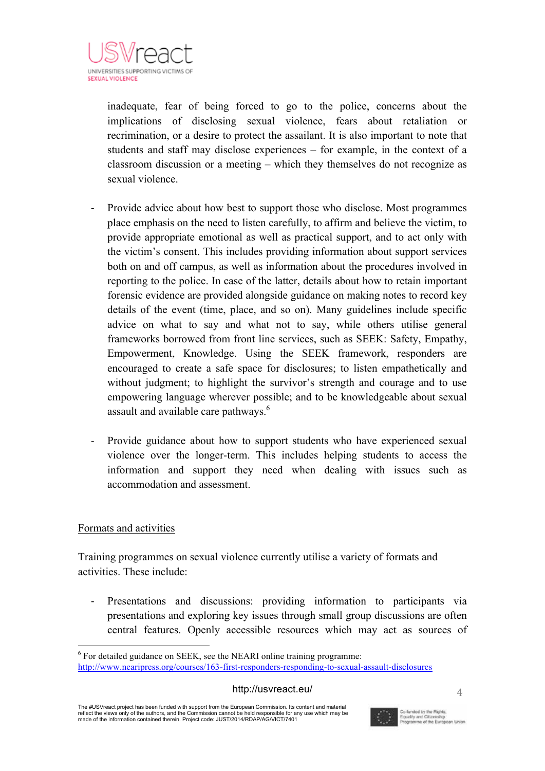inadequate, fear of being forced to go to the police, concerns about the implications of disclosing sexual violence, fears about retaliation or recrimination, or a desire to protect the assailant. It is also important to note that students and staff may disclose experiences – for example, in the context of a classroom discussion or a meeting – which they themselves do not recognize as sexual violence.

- Provide advice about how best to support those who disclose. Most programmes place emphasis on the need to listen carefully, to affirm and believe the victim, to provide appropriate emotional as well as practical support, and to act only with the victim's consent. This includes providing information about support services both on and off campus, as well as information about the procedures involved in reporting to the police. In case of the latter, details about how to retain important forensic evidence are provided alongside guidance on making notes to record key details of the event (time, place, and so on). Many guidelines include specific advice on what to say and what not to say, while others utilise general frameworks borrowed from front line services, such as SEEK: Safety, Empathy, Empowerment, Knowledge. Using the SEEK framework, responders are encouraged to create a safe space for disclosures; to listen empathetically and without judgment; to highlight the survivor's strength and courage and to use empowering language wherever possible; and to be knowledgeable about sexual assault and available care pathways.[6]

- Provide guidance about how to support students who have experienced sexual violence over the longer-term. This includes helping students to access the information and support they need when dealing with issues such as accommodation and assessment.

Formats and activities

Training programmes on sexual violence currently utilise a variety of formats and activities. These include:

- Presentations and discussions: providing information to participants via presentations and exploring key issues through small group discussions are often central features. Openly accessible resources which may act as sources of

[6] For detailed guidance on SEEK, see the NEARI online training programme: http://www.nearipress.org/courses/163-first-responders-responding-to-sexual-assault-disclosures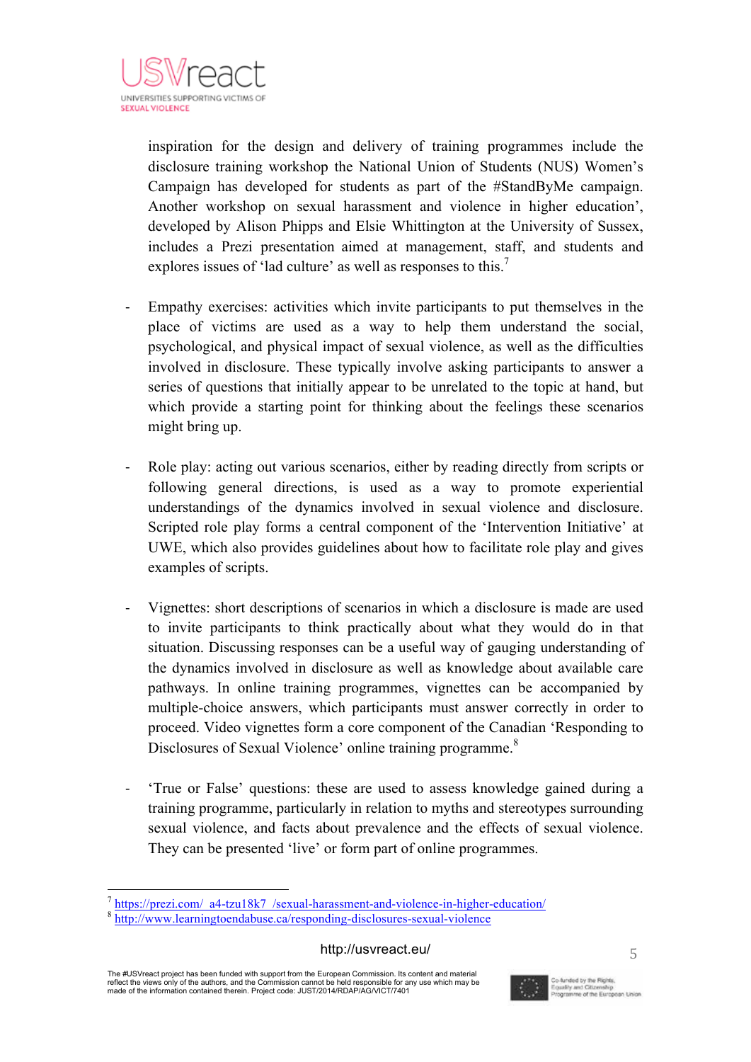inspiration for the design and delivery of training programmes include the disclosure training workshop the National Union of Students (NUS) Women's Campaign has developed for students as part of the #StandByMe campaign. Another workshop on sexual harassment and violence in higher education', developed by Alison Phipps and Elsie Whittington at the University of Sussex, includes a Prezi presentation aimed at management, staff, and students and explores issues of 'lad culture' as well as responses to this.[7]

- Empathy exercises: activities which invite participants to put themselves in the place of victims are used as a way to help them understand the social, psychological, and physical impact of sexual violence, as well as the difficulties involved in disclosure. These typically involve asking participants to answer a series of questions that initially appear to be unrelated to the topic at hand, but which provide a starting point for thinking about the feelings these scenarios might bring up.

- Role play: acting out various scenarios, either by reading directly from scripts or following general directions, is used as a way to promote experiential understandings of the dynamics involved in sexual violence and disclosure. Scripted role play forms a central component of the 'Intervention Initiative' at UWE, which also provides guidelines about how to facilitate role play and gives examples of scripts.

- Vignettes: short descriptions of scenarios in which a disclosure is made are used to invite participants to think practically about what they would do in that situation. Discussing responses can be a useful way of gauging understanding of the dynamics involved in disclosure as well as knowledge about available care pathways. In online training programmes, vignettes can be accompanied by multiple-choice answers, which participants must answer correctly in order to proceed. Video vignettes form a core component of the Canadian 'Responding to Disclosures of Sexual Violence' online training programme.[8]

- 'True or False' questions: these are used to assess knowledge gained during a training programme, particularly in relation to myths and stereotypes surrounding sexual violence, and facts about prevalence and the effects of sexual violence. They can be presented 'live' or form part of online programmes.

---

[7] https://prezi.com/_a4-tzu18k7_/sexual-harassment-and-violence-in-higher-education/
[8] http://www.learningtoendabuse.ca/responding-disclosures-sexual-violence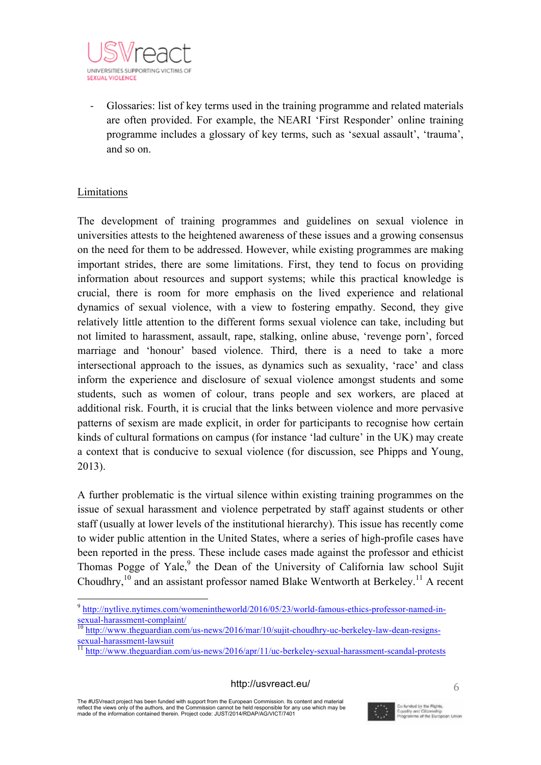- Glossaries: list of key terms used in the training programme and related materials are often provided. For example, the NEARI 'First Responder' online training programme includes a glossary of key terms, such as 'sexual assault', 'trauma', and so on.

Limitations

The development of training programmes and guidelines on sexual violence in universities attests to the heightened awareness of these issues and a growing consensus on the need for them to be addressed. However, while existing programmes are making important strides, there are some limitations. First, they tend to focus on providing information about resources and support systems; while this practical knowledge is crucial, there is room for more emphasis on the lived experience and relational dynamics of sexual violence, with a view to fostering empathy. Second, they give relatively little attention to the different forms sexual violence can take, including but not limited to harassment, assault, rape, stalking, online abuse, 'revenge porn', forced marriage and 'honour' based violence. Third, there is a need to take a more intersectional approach to the issues, as dynamics such as sexuality, 'race' and class inform the experience and disclosure of sexual violence amongst students and some students, such as women of colour, trans people and sex workers, are placed at additional risk. Fourth, it is crucial that the links between violence and more pervasive patterns of sexism are made explicit, in order for participants to recognise how certain kinds of cultural formations on campus (for instance 'lad culture' in the UK) may create a context that is conducive to sexual violence (for discussion, see Phipps and Young, 2013).

A further problematic is the virtual silence within existing training programmes on the issue of sexual harassment and violence perpetrated by staff against students or other staff (usually at lower levels of the institutional hierarchy). This issue has recently come to wider public attention in the United States, where a series of high-profile cases have been reported in the press. These include cases made against the professor and ethicist Thomas Pogge of Yale,[9] the Dean of the University of California law school Sujit Choudhry,[10] and an assistant professor named Blake Wentworth at Berkeley.[11] A recent

[9] http://nytlive.nytimes.com/womenintheworld/2016/05/23/world-famous-ethics-professor-named-in-sexual-harassment-complaint/

[10] http://www.theguardian.com/us-news/2016/mar/10/sujit-choudhry-uc-berkeley-law-dean-resigns-sexual-harassment-lawsuit

[11] http://www.theguardian.com/us-news/2016/apr/11/uc-berkeley-sexual-harassment-scandal-protests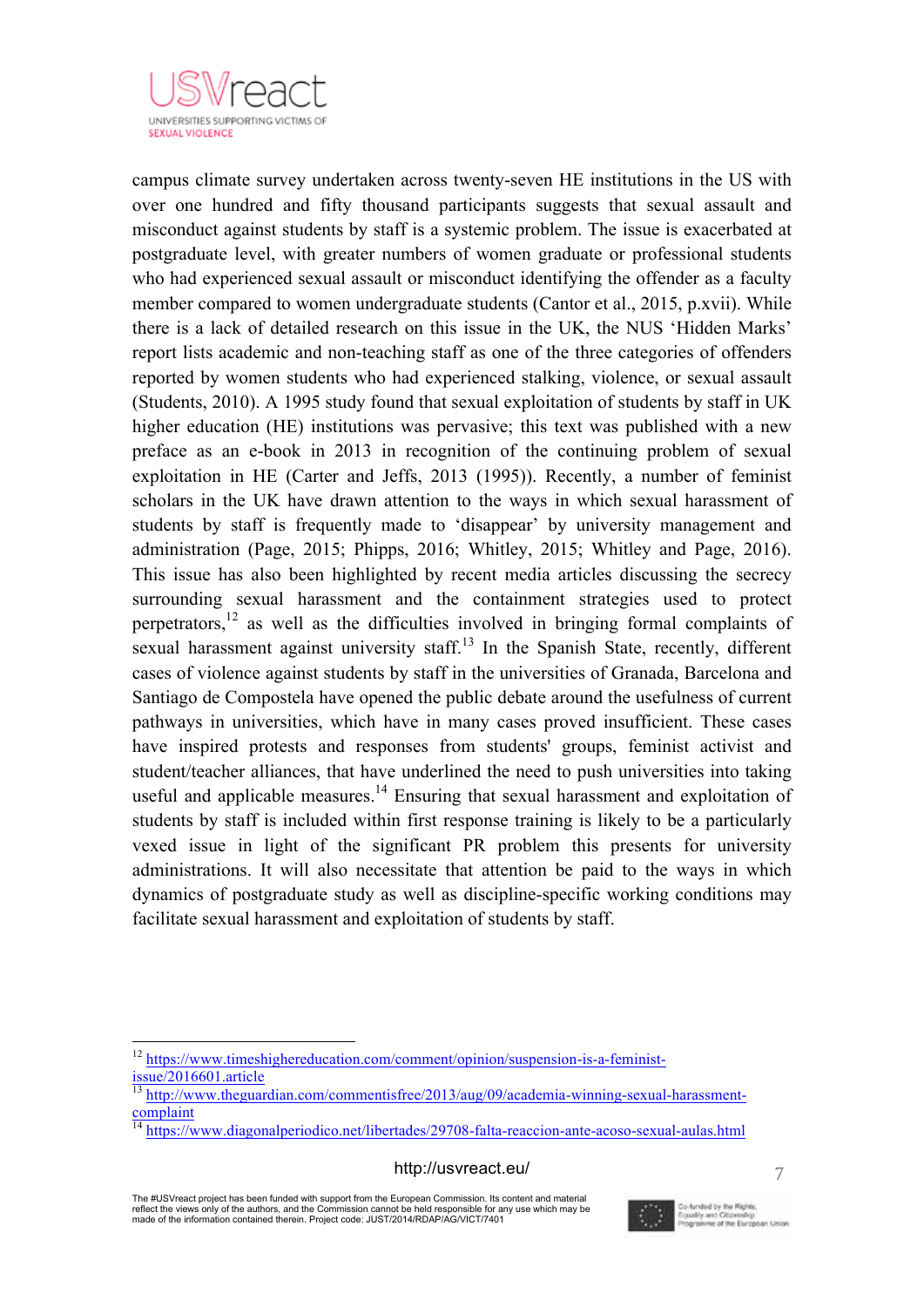campus climate survey undertaken across twenty-seven HE institutions in the US with over one hundred and fifty thousand participants suggests that sexual assault and misconduct against students by staff is a systemic problem. The issue is exacerbated at postgraduate level, with greater numbers of women graduate or professional students who had experienced sexual assault or misconduct identifying the offender as a faculty member compared to women undergraduate students (Cantor et al., 2015, p.xvii). While there is a lack of detailed research on this issue in the UK, the NUS 'Hidden Marks' report lists academic and non-teaching staff as one of the three categories of offenders reported by women students who had experienced stalking, violence, or sexual assault (Students, 2010). A 1995 study found that sexual exploitation of students by staff in UK higher education (HE) institutions was pervasive; this text was published with a new preface as an e-book in 2013 in recognition of the continuing problem of sexual exploitation in HE (Carter and Jeffs, 2013 (1995)). Recently, a number of feminist scholars in the UK have drawn attention to the ways in which sexual harassment of students by staff is frequently made to 'disappear' by university management and administration (Page, 2015; Phipps, 2016; Whitley, 2015; Whitley and Page, 2016). This issue has also been highlighted by recent media articles discussing the secrecy surrounding sexual harassment and the containment strategies used to protect perpetrators,[12] as well as the difficulties involved in bringing formal complaints of sexual harassment against university staff.[13] In the Spanish State, recently, different cases of violence against students by staff in the universities of Granada, Barcelona and Santiago de Compostela have opened the public debate around the usefulness of current pathways in universities, which have in many cases proved insufficient. These cases have inspired protests and responses from students' groups, feminist activist and student/teacher alliances, that have underlined the need to push universities into taking useful and applicable measures.[14] Ensuring that sexual harassment and exploitation of students by staff is included within first response training is likely to be a particularly vexed issue in light of the significant PR problem this presents for university administrations. It will also necessitate that attention be paid to the ways in which dynamics of postgraduate study as well as discipline-specific working conditions may facilitate sexual harassment and exploitation of students by staff.

---

[12] https://www.timeshighereducation.com/comment/opinion/suspension-is-a-feminist-issue/2016601.article

[13] http://www.theguardian.com/commentisfree/2013/aug/09/academia-winning-sexual-harassment-complaint

[14] https://www.diagonalperiodico.net/libertades/29708-falta-reaccion-ante-acoso-sexual-aulas.html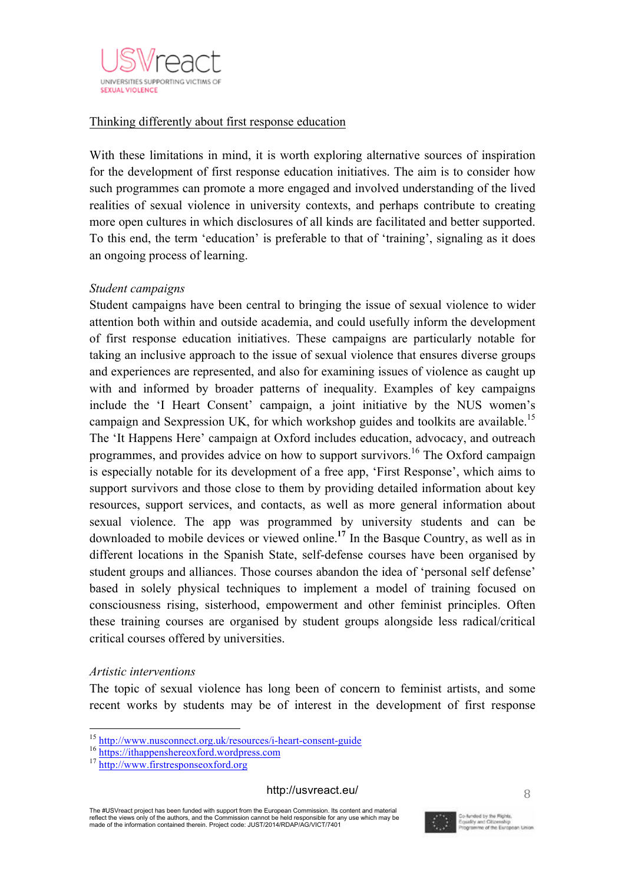Thinking differently about first response education

With these limitations in mind, it is worth exploring alternative sources of inspiration for the development of first response education initiatives. The aim is to consider how such programmes can promote a more engaged and involved understanding of the lived realities of sexual violence in university contexts, and perhaps contribute to creating more open cultures in which disclosures of all kinds are facilitated and better supported. To this end, the term 'education' is preferable to that of 'training', signaling as it does an ongoing process of learning.

*Student campaigns*

Student campaigns have been central to bringing the issue of sexual violence to wider attention both within and outside academia, and could usefully inform the development of first response education initiatives. These campaigns are particularly notable for taking an inclusive approach to the issue of sexual violence that ensures diverse groups and experiences are represented, and also for examining issues of violence as caught up with and informed by broader patterns of inequality. Examples of key campaigns include the 'I Heart Consent' campaign, a joint initiative by the NUS women's campaign and Sexpression UK, for which workshop guides and toolkits are available.[15] The 'It Happens Here' campaign at Oxford includes education, advocacy, and outreach programmes, and provides advice on how to support survivors.[16] The Oxford campaign is especially notable for its development of a free app, 'First Response', which aims to support survivors and those close to them by providing detailed information about key resources, support services, and contacts, as well as more general information about sexual violence. The app was programmed by university students and can be downloaded to mobile devices or viewed online.[17] In the Basque Country, as well as in different locations in the Spanish State, self-defense courses have been organised by student groups and alliances. Those courses abandon the idea of 'personal self defense' based in solely physical techniques to implement a model of training focused on consciousness rising, sisterhood, empowerment and other feminist principles. Often these training courses are organised by student groups alongside less radical/critical critical courses offered by universities.

*Artistic interventions*

The topic of sexual violence has long been of concern to feminist artists, and some recent works by students may be of interest in the development of first response

[15] http://www.nusconnect.org.uk/resources/i-heart-consent-guide
[16] https://ithappenshereoxford.wordpress.com
[17] http://www.firstresponseoxford.org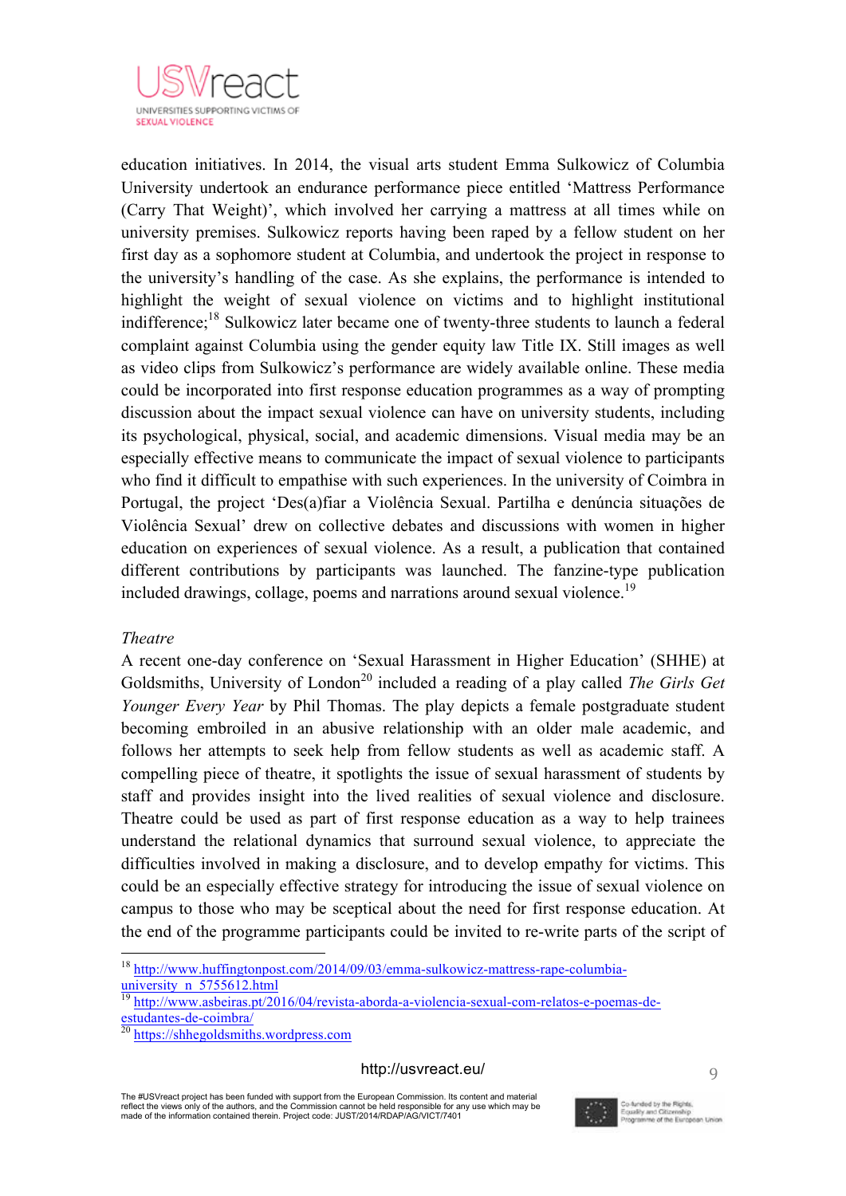education initiatives. In 2014, the visual arts student Emma Sulkowicz of Columbia University undertook an endurance performance piece entitled 'Mattress Performance (Carry That Weight)', which involved her carrying a mattress at all times while on university premises. Sulkowicz reports having been raped by a fellow student on her first day as a sophomore student at Columbia, and undertook the project in response to the university's handling of the case. As she explains, the performance is intended to highlight the weight of sexual violence on victims and to highlight institutional indifference;[18] Sulkowicz later became one of twenty-three students to launch a federal complaint against Columbia using the gender equity law Title IX. Still images as well as video clips from Sulkowicz's performance are widely available online. These media could be incorporated into first response education programmes as a way of prompting discussion about the impact sexual violence can have on university students, including its psychological, physical, social, and academic dimensions. Visual media may be an especially effective means to communicate the impact of sexual violence to participants who find it difficult to empathise with such experiences. In the university of Coimbra in Portugal, the project 'Des(a)fiar a Violência Sexual. Partilha e denúncia situações de Violência Sexual' drew on collective debates and discussions with women in higher education on experiences of sexual violence. As a result, a publication that contained different contributions by participants was launched. The fanzine-type publication included drawings, collage, poems and narrations around sexual violence.[19]

*Theatre*

A recent one-day conference on 'Sexual Harassment in Higher Education' (SHHE) at Goldsmiths, University of London[20] included a reading of a play called *The Girls Get Younger Every Year* by Phil Thomas. The play depicts a female postgraduate student becoming embroiled in an abusive relationship with an older male academic, and follows her attempts to seek help from fellow students as well as academic staff. A compelling piece of theatre, it spotlights the issue of sexual harassment of students by staff and provides insight into the lived realities of sexual violence and disclosure. Theatre could be used as part of first response education as a way to help trainees understand the relational dynamics that surround sexual violence, to appreciate the difficulties involved in making a disclosure, and to develop empathy for victims. This could be an especially effective strategy for introducing the issue of sexual violence on campus to those who may be sceptical about the need for first response education. At the end of the programme participants could be invited to re-write parts of the script of

---

[18] http://www.huffingtonpost.com/2014/09/03/emma-sulkowicz-mattress-rape-columbia-university_n_5755612.html

[19] http://www.asbeiras.pt/2016/04/revista-aborda-a-violencia-sexual-com-relatos-e-poemas-de-estudantes-de-coimbra/

[20] https://shhegoldsmiths.wordpress.com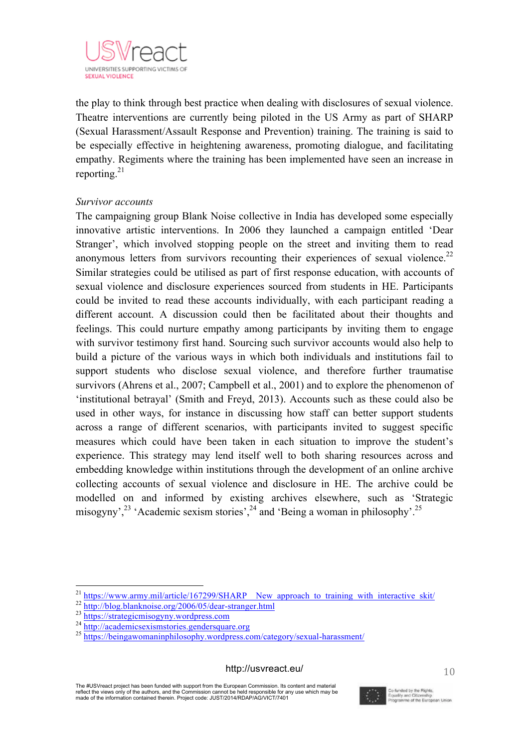the play to think through best practice when dealing with disclosures of sexual violence. Theatre interventions are currently being piloted in the US Army as part of SHARP (Sexual Harassment/Assault Response and Prevention) training. The training is said to be especially effective in heightening awareness, promoting dialogue, and facilitating empathy. Regiments where the training has been implemented have seen an increase in reporting.[21]

*Survivor accounts*

The campaigning group Blank Noise collective in India has developed some especially innovative artistic interventions. In 2006 they launched a campaign entitled 'Dear Stranger', which involved stopping people on the street and inviting them to read anonymous letters from survivors recounting their experiences of sexual violence.[22] Similar strategies could be utilised as part of first response education, with accounts of sexual violence and disclosure experiences sourced from students in HE. Participants could be invited to read these accounts individually, with each participant reading a different account. A discussion could then be facilitated about their thoughts and feelings. This could nurture empathy among participants by inviting them to engage with survivor testimony first hand. Sourcing such survivor accounts would also help to build a picture of the various ways in which both individuals and institutions fail to support students who disclose sexual violence, and therefore further traumatise survivors (Ahrens et al., 2007; Campbell et al., 2001) and to explore the phenomenon of 'institutional betrayal' (Smith and Freyd, 2013). Accounts such as these could also be used in other ways, for instance in discussing how staff can better support students across a range of different scenarios, with participants invited to suggest specific measures which could have been taken in each situation to improve the student's experience. This strategy may lend itself well to both sharing resources across and embedding knowledge within institutions through the development of an online archive collecting accounts of sexual violence and disclosure in HE. The archive could be modelled on and informed by existing archives elsewhere, such as 'Strategic misogyny',[23] 'Academic sexism stories',[24] and 'Being a woman in philosophy'.[25]

---

[21] https://www.army.mil/article/167299/SHARP__New_approach_to_training_with_interactive_skit/
[22] http://blog.blanknoise.org/2006/05/dear-stranger.html
[23] https://strategicmisogyny.wordpress.com
[24] http://academicsexismstories.gendersquare.org
[25] https://beingawomaninphilosophy.wordpress.com/category/sexual-harassment/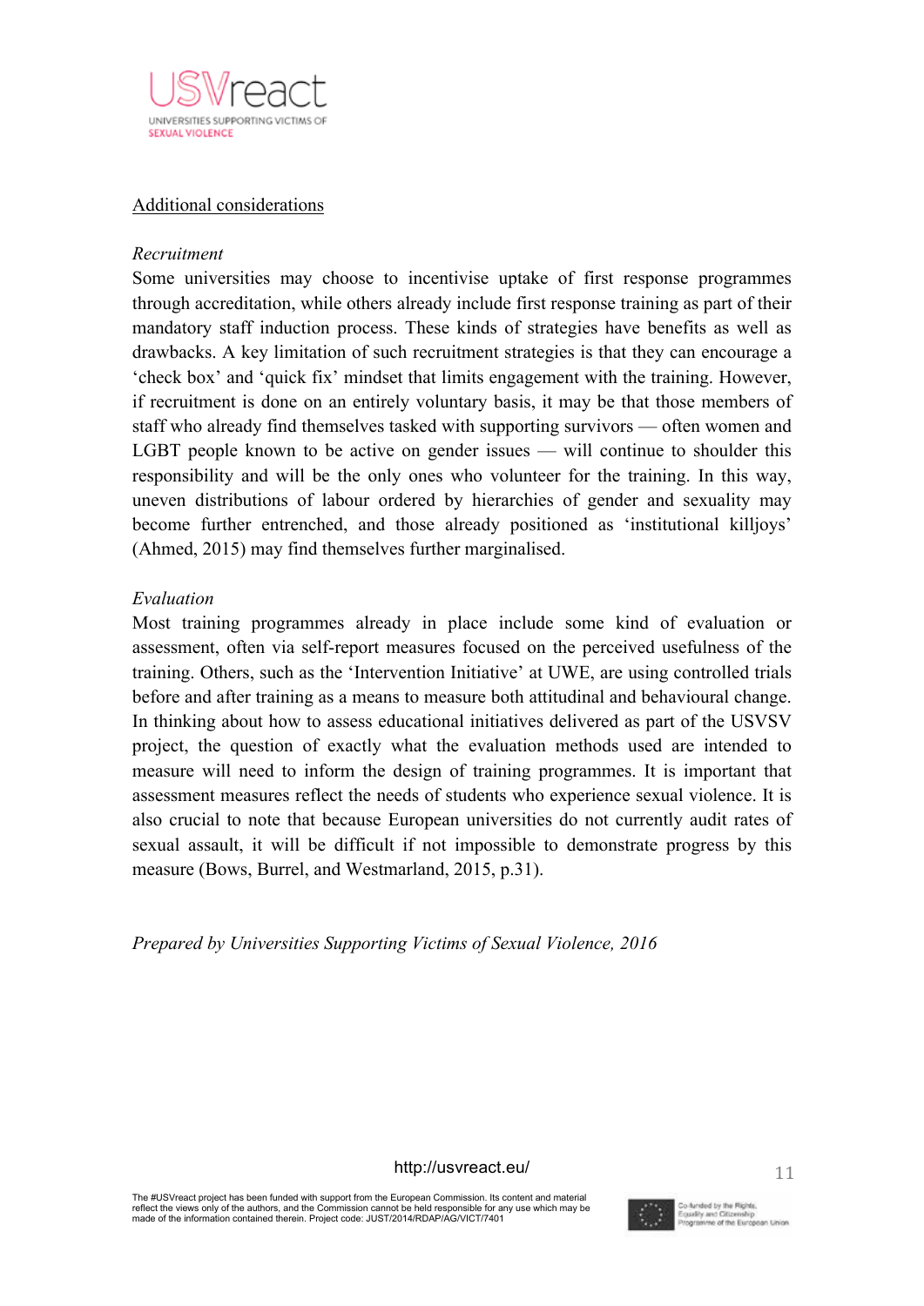Additional considerations

*Recruitment*

Some universities may choose to incentivise uptake of first response programmes through accreditation, while others already include first response training as part of their mandatory staff induction process. These kinds of strategies have benefits as well as drawbacks. A key limitation of such recruitment strategies is that they can encourage a 'check box' and 'quick fix' mindset that limits engagement with the training. However, if recruitment is done on an entirely voluntary basis, it may be that those members of staff who already find themselves tasked with supporting survivors — often women and LGBT people known to be active on gender issues — will continue to shoulder this responsibility and will be the only ones who volunteer for the training. In this way, uneven distributions of labour ordered by hierarchies of gender and sexuality may become further entrenched, and those already positioned as 'institutional killjoys' (Ahmed, 2015) may find themselves further marginalised.

*Evaluation*

Most training programmes already in place include some kind of evaluation or assessment, often via self-report measures focused on the perceived usefulness of the training. Others, such as the 'Intervention Initiative' at UWE, are using controlled trials before and after training as a means to measure both attitudinal and behavioural change. In thinking about how to assess educational initiatives delivered as part of the USVSV project, the question of exactly what the evaluation methods used are intended to measure will need to inform the design of training programmes. It is important that assessment measures reflect the needs of students who experience sexual violence. It is also crucial to note that because European universities do not currently audit rates of sexual assault, it will be difficult if not impossible to demonstrate progress by this measure (Bows, Burrel, and Westmarland, 2015, p.31).

*Prepared by Universities Supporting Victims of Sexual Violence, 2016*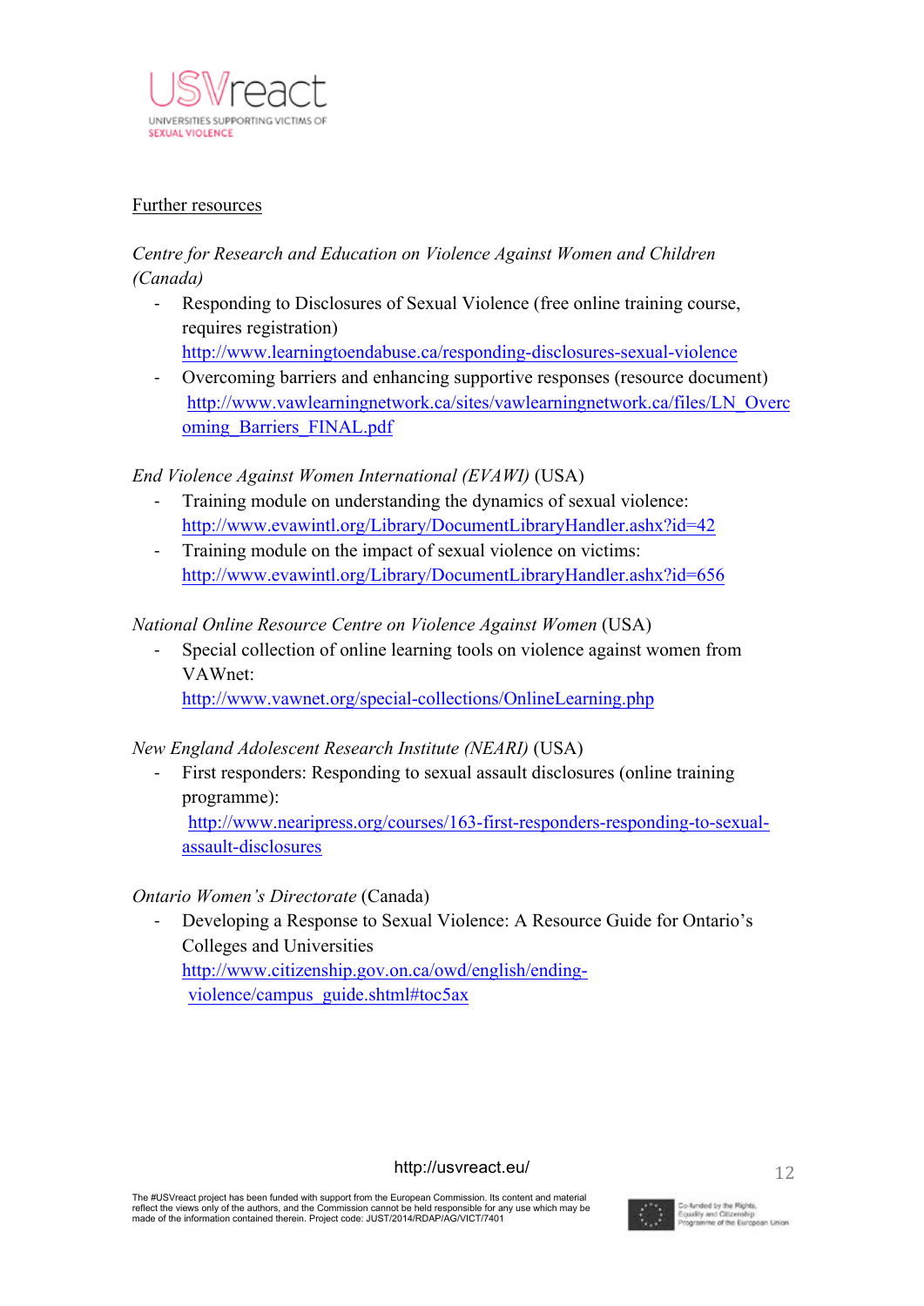Further resources

*Centre for Research and Education on Violence Against Women and Children (Canada)*

- Responding to Disclosures of Sexual Violence (free online training course, requires registration) http://www.learningtoendabuse.ca/responding-disclosures-sexual-violence
- Overcoming barriers and enhancing supportive responses (resource document) http://www.vawlearningnetwork.ca/sites/vawlearningnetwork.ca/files/LN_Overcoming_Barriers_FINAL.pdf

*End Violence Against Women International (EVAWI)* (USA)

- Training module on understanding the dynamics of sexual violence: http://www.evawintl.org/Library/DocumentLibraryHandler.ashx?id=42
- Training module on the impact of sexual violence on victims: http://www.evawintl.org/Library/DocumentLibraryHandler.ashx?id=656

*National Online Resource Centre on Violence Against Women* (USA)

- Special collection of online learning tools on violence against women from VAWnet: http://www.vawnet.org/special-collections/OnlineLearning.php

*New England Adolescent Research Institute (NEARI)* (USA)

- First responders: Responding to sexual assault disclosures (online training programme): http://www.nearipress.org/courses/163-first-responders-responding-to-sexual-assault-disclosures

*Ontario Women's Directorate* (Canada)

- Developing a Response to Sexual Violence: A Resource Guide for Ontario's Colleges and Universities http://www.citizenship.gov.on.ca/owd/english/ending-violence/campus_guide.shtml#toc5ax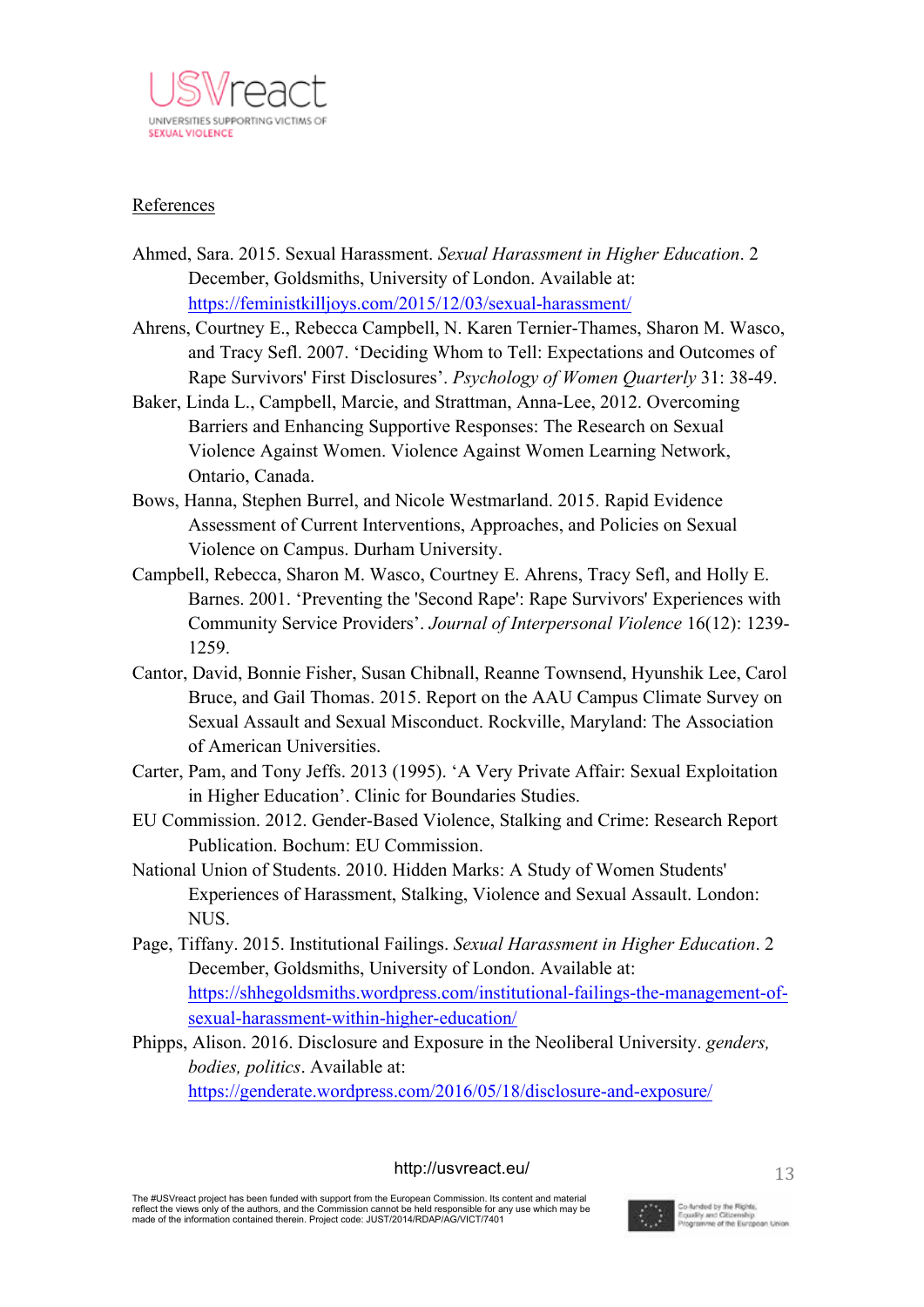References

Ahmed, Sara. 2015. Sexual Harassment. *Sexual Harassment in Higher Education*. 2 December, Goldsmiths, University of London. Available at: https://feministkilljoys.com/2015/12/03/sexual-harassment/

Ahrens, Courtney E., Rebecca Campbell, N. Karen Ternier-Thames, Sharon M. Wasco, and Tracy Sefl. 2007. 'Deciding Whom to Tell: Expectations and Outcomes of Rape Survivors' First Disclosures'. *Psychology of Women Quarterly* 31: 38-49.

Baker, Linda L., Campbell, Marcie, and Strattman, Anna-Lee, 2012. Overcoming Barriers and Enhancing Supportive Responses: The Research on Sexual Violence Against Women. Violence Against Women Learning Network, Ontario, Canada.

Bows, Hanna, Stephen Burrel, and Nicole Westmarland. 2015. Rapid Evidence Assessment of Current Interventions, Approaches, and Policies on Sexual Violence on Campus. Durham University.

Campbell, Rebecca, Sharon M. Wasco, Courtney E. Ahrens, Tracy Sefl, and Holly E. Barnes. 2001. 'Preventing the 'Second Rape': Rape Survivors' Experiences with Community Service Providers'. *Journal of Interpersonal Violence* 16(12): 1239-1259.

Cantor, David, Bonnie Fisher, Susan Chibnall, Reanne Townsend, Hyunshik Lee, Carol Bruce, and Gail Thomas. 2015. Report on the AAU Campus Climate Survey on Sexual Assault and Sexual Misconduct. Rockville, Maryland: The Association of American Universities.

Carter, Pam, and Tony Jeffs. 2013 (1995). 'A Very Private Affair: Sexual Exploitation in Higher Education'. Clinic for Boundaries Studies.

EU Commission. 2012. Gender-Based Violence, Stalking and Crime: Research Report Publication. Bochum: EU Commission.

National Union of Students. 2010. Hidden Marks: A Study of Women Students' Experiences of Harassment, Stalking, Violence and Sexual Assault. London: NUS.

Page, Tiffany. 2015. Institutional Failings. *Sexual Harassment in Higher Education*. 2 December, Goldsmiths, University of London. Available at: https://shhegoldsmiths.wordpress.com/institutional-failings-the-management-of-sexual-harassment-within-higher-education/

Phipps, Alison. 2016. Disclosure and Exposure in the Neoliberal University. *genders, bodies, politics*. Available at: https://genderate.wordpress.com/2016/05/18/disclosure-and-exposure/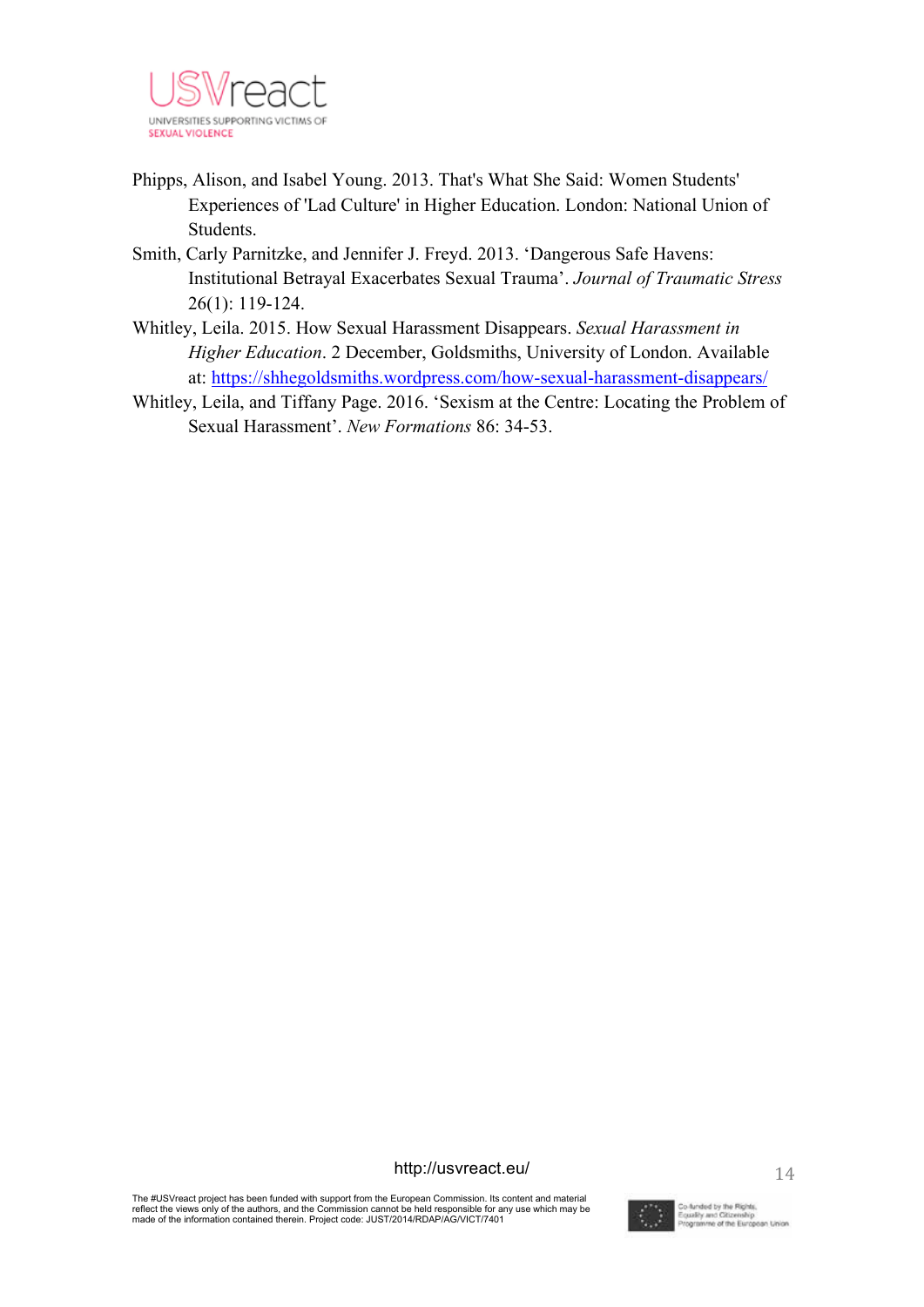Phipps, Alison, and Isabel Young. 2013. That's What She Said: Women Students' Experiences of 'Lad Culture' in Higher Education. London: National Union of Students.

Smith, Carly Parnitzke, and Jennifer J. Freyd. 2013. 'Dangerous Safe Havens: Institutional Betrayal Exacerbates Sexual Trauma'. *Journal of Traumatic Stress* 26(1): 119-124.

Whitley, Leila. 2015. How Sexual Harassment Disappears. *Sexual Harassment in Higher Education*. 2 December, Goldsmiths, University of London. Available at: https://shhegoldsmiths.wordpress.com/how-sexual-harassment-disappears/

Whitley, Leila, and Tiffany Page. 2016. 'Sexism at the Centre: Locating the Problem of Sexual Harassment'. *New Formations* 86: 34-53.